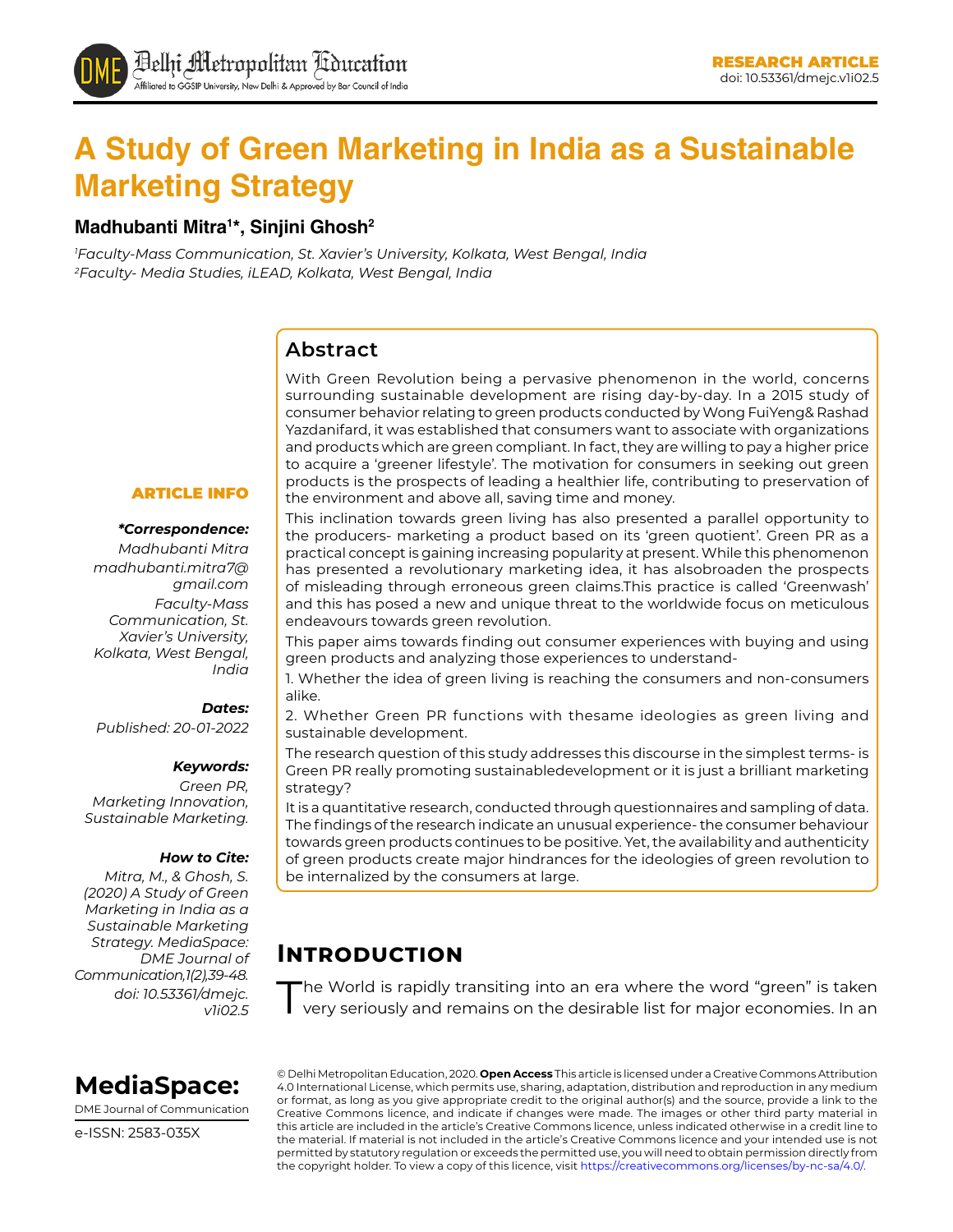RESEARCH ARTICLE
doi: 10.53361/dmejc.v1i02.5

# A Study of Green Marketing in India as a Sustainable Marketing Strategy

**Madhubanti Mitra[1]*, Sinjini Ghosh[2]**

[1]*Faculty-Mass Communication, St. Xavier's University, Kolkata, West Bengal, India*
[2]*Faculty- Media Studies, iLEAD, Kolkata, West Bengal, India*

## Abstract

With Green Revolution being a pervasive phenomenon in the world, concerns surrounding sustainable development are rising day-by-day. In a 2015 study of consumer behavior relating to green products conducted by Wong FuiYeng& Rashad Yazdanifard, it was established that consumers want to associate with organizations and products which are green compliant. In fact, they are willing to pay a higher price to acquire a 'greener lifestyle'. The motivation for consumers in seeking out green products is the prospects of leading a healthier life, contributing to preservation of the environment and above all, saving time and money.

This inclination towards green living has also presented a parallel opportunity to the producers- marketing a product based on its 'green quotient'. Green PR as a practical concept is gaining increasing popularity at present. While this phenomenon has presented a revolutionary marketing idea, it has alsobroaden the prospects of misleading through erroneous green claims.This practice is called 'Greenwash' and this has posed a new and unique threat to the worldwide focus on meticulous endeavours towards green revolution.

This paper aims towards finding out consumer experiences with buying and using green products and analyzing those experiences to understand-

1. Whether the idea of green living is reaching the consumers and non-consumers alike.
2. Whether Green PR functions with thesame ideologies as green living and sustainable development.

The research question of this study addresses this discourse in the simplest terms- is Green PR really promoting sustainabledevelopment or it is just a brilliant marketing strategy?

It is a quantitative research, conducted through questionnaires and sampling of data. The findings of the research indicate an unusual experience- the consumer behaviour towards green products continues to be positive. Yet, the availability and authenticity of green products create major hindrances for the ideologies of green revolution to be internalized by the consumers at large.

**ARTICLE INFO**

***Correspondence:***
*Madhubanti Mitra*
*madhubanti.mitra7@gmail.com*
*Faculty-Mass Communication, St. Xavier's University, Kolkata, West Bengal, India*

***Dates:***
*Published: 20-01-2022*

***Keywords:***
*Green PR, Marketing Innovation, Sustainable Marketing.*

***How to Cite:***
*Mitra, M., & Ghosh, S. (2020) A Study of Green Marketing in India as a Sustainable Marketing Strategy. MediaSpace: DME Journal of Communication,1(2),39-48. doi: 10.53361/dmejc.v1i02.5*

**MediaSpace:** DME Journal of Communication
e-ISSN: 2583-035X

© Delhi Metropolitan Education, 2020. **Open Access** This article is licensed under a Creative Commons Attribution 4.0 International License, which permits use, sharing, adaptation, distribution and reproduction in any medium or format, as long as you give appropriate credit to the original author(s) and the source, provide a link to the Creative Commons licence, and indicate if changes were made. The images or other third party material in this article are included in the article's Creative Commons licence, unless indicated otherwise in a credit line to the material. If material is not included in the article's Creative Commons licence and your intended use is not permitted by statutory regulation or exceeds the permitted use, you will need to obtain permission directly from the copyright holder. To view a copy of this licence, visit https://creativecommons.org/licenses/by-nc-sa/4.0/.

## Introduction

The World is rapidly transiting into an era where the word "green" is taken very seriously and remains on the desirable list for major economies. In an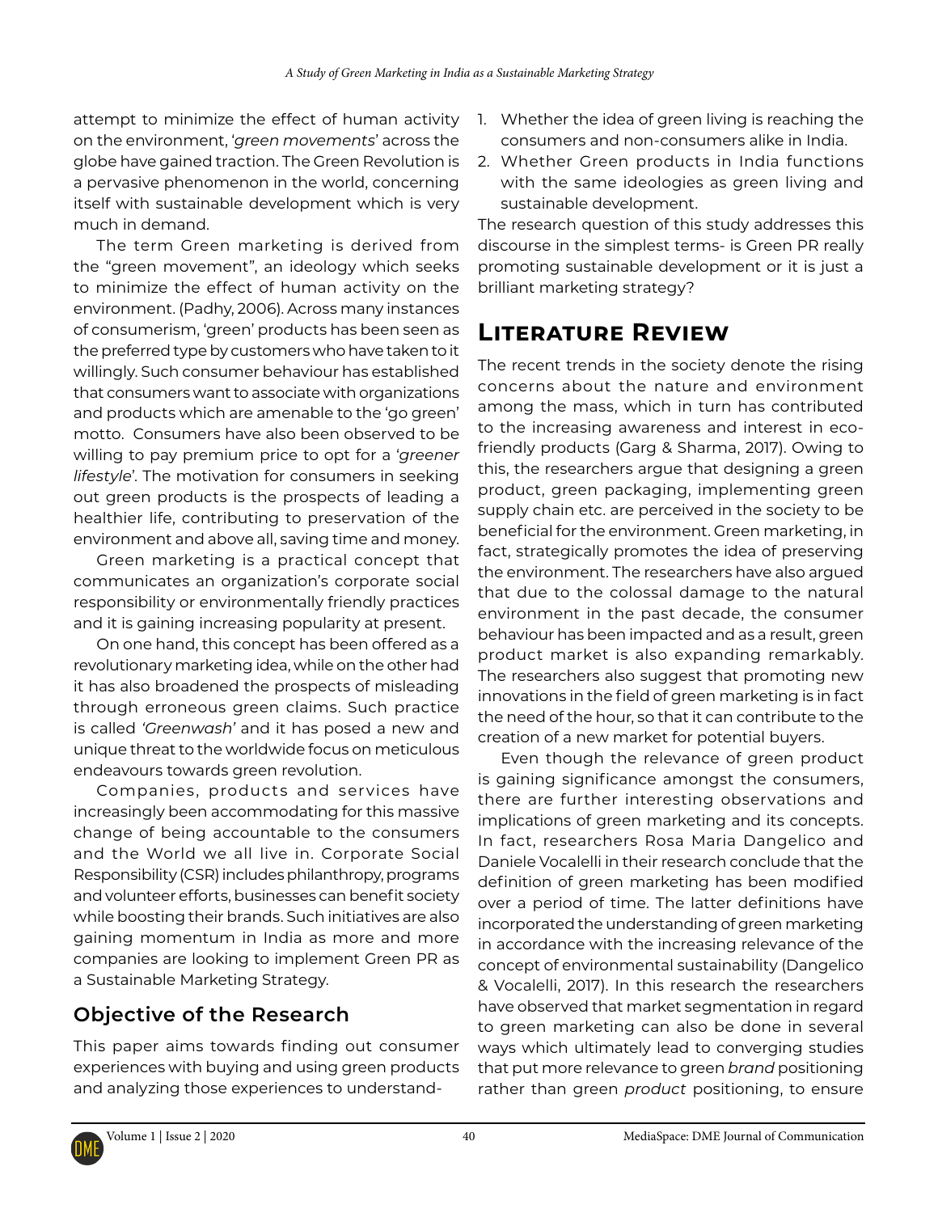attempt to minimize the effect of human activity on the environment, '*green movements*' across the globe have gained traction. The Green Revolution is a pervasive phenomenon in the world, concerning itself with sustainable development which is very much in demand.

The term Green marketing is derived from the "green movement", an ideology which seeks to minimize the effect of human activity on the environment. (Padhy, 2006). Across many instances of consumerism, 'green' products has been seen as the preferred type by customers who have taken to it willingly. Such consumer behaviour has established that consumers want to associate with organizations and products which are amenable to the 'go green' motto. Consumers have also been observed to be willing to pay premium price to opt for a '*greener lifestyle*'. The motivation for consumers in seeking out green products is the prospects of leading a healthier life, contributing to preservation of the environment and above all, saving time and money.

Green marketing is a practical concept that communicates an organization's corporate social responsibility or environmentally friendly practices and it is gaining increasing popularity at present.

On one hand, this concept has been offered as a revolutionary marketing idea, while on the other had it has also broadened the prospects of misleading through erroneous green claims. Such practice is called *'Greenwash'* and it has posed a new and unique threat to the worldwide focus on meticulous endeavours towards green revolution.

Companies, products and services have increasingly been accommodating for this massive change of being accountable to the consumers and the World we all live in. Corporate Social Responsibility (CSR) includes philanthropy, programs and volunteer efforts, businesses can benefit society while boosting their brands. Such initiatives are also gaining momentum in India as more and more companies are looking to implement Green PR as a Sustainable Marketing Strategy.

## Objective of the Research

This paper aims towards finding out consumer experiences with buying and using green products and analyzing those experiences to understand-

1. Whether the idea of green living is reaching the consumers and non-consumers alike in India.
2. Whether Green products in India functions with the same ideologies as green living and sustainable development.

The research question of this study addresses this discourse in the simplest terms- is Green PR really promoting sustainable development or it is just a brilliant marketing strategy?

# Literature Review

The recent trends in the society denote the rising concerns about the nature and environment among the mass, which in turn has contributed to the increasing awareness and interest in eco-friendly products (Garg & Sharma, 2017). Owing to this, the researchers argue that designing a green product, green packaging, implementing green supply chain etc. are perceived in the society to be beneficial for the environment. Green marketing, in fact, strategically promotes the idea of preserving the environment. The researchers have also argued that due to the colossal damage to the natural environment in the past decade, the consumer behaviour has been impacted and as a result, green product market is also expanding remarkably. The researchers also suggest that promoting new innovations in the field of green marketing is in fact the need of the hour, so that it can contribute to the creation of a new market for potential buyers.

Even though the relevance of green product is gaining significance amongst the consumers, there are further interesting observations and implications of green marketing and its concepts. In fact, researchers Rosa Maria Dangelico and Daniele Vocalelli in their research conclude that the definition of green marketing has been modified over a period of time. The latter definitions have incorporated the understanding of green marketing in accordance with the increasing relevance of the concept of environmental sustainability (Dangelico & Vocalelli, 2017). In this research the researchers have observed that market segmentation in regard to green marketing can also be done in several ways which ultimately lead to converging studies that put more relevance to green *brand* positioning rather than green *product* positioning, to ensure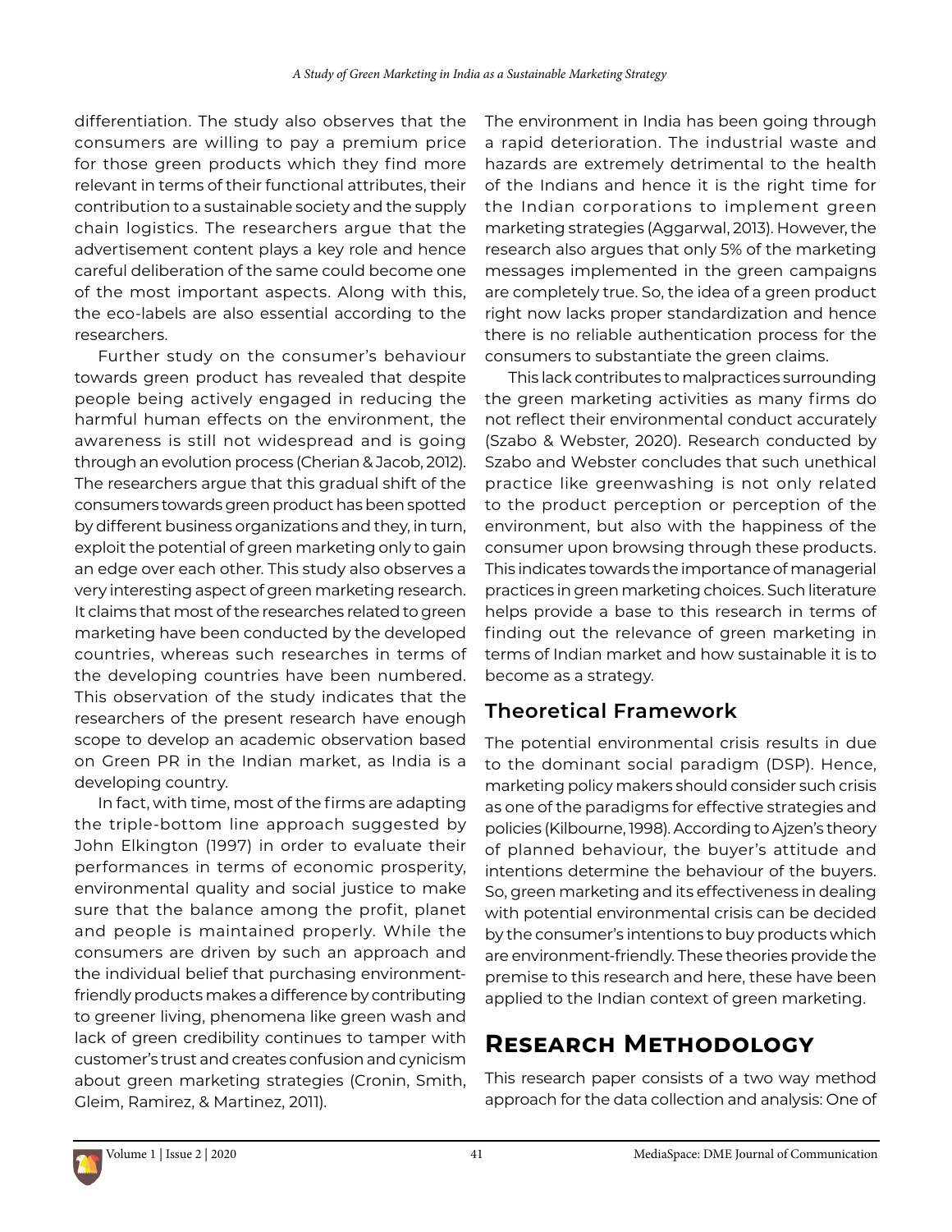differentiation. The study also observes that the consumers are willing to pay a premium price for those green products which they find more relevant in terms of their functional attributes, their contribution to a sustainable society and the supply chain logistics. The researchers argue that the advertisement content plays a key role and hence careful deliberation of the same could become one of the most important aspects. Along with this, the eco-labels are also essential according to the researchers.

Further study on the consumer's behaviour towards green product has revealed that despite people being actively engaged in reducing the harmful human effects on the environment, the awareness is still not widespread and is going through an evolution process (Cherian & Jacob, 2012). The researchers argue that this gradual shift of the consumers towards green product has been spotted by different business organizations and they, in turn, exploit the potential of green marketing only to gain an edge over each other. This study also observes a very interesting aspect of green marketing research. It claims that most of the researches related to green marketing have been conducted by the developed countries, whereas such researches in terms of the developing countries have been numbered. This observation of the study indicates that the researchers of the present research have enough scope to develop an academic observation based on Green PR in the Indian market, as India is a developing country.

In fact, with time, most of the firms are adapting the triple-bottom line approach suggested by John Elkington (1997) in order to evaluate their performances in terms of economic prosperity, environmental quality and social justice to make sure that the balance among the profit, planet and people is maintained properly. While the consumers are driven by such an approach and the individual belief that purchasing environment-friendly products makes a difference by contributing to greener living, phenomena like green wash and lack of green credibility continues to tamper with customer's trust and creates confusion and cynicism about green marketing strategies (Cronin, Smith, Gleim, Ramirez, & Martinez, 2011).

The environment in India has been going through a rapid deterioration. The industrial waste and hazards are extremely detrimental to the health of the Indians and hence it is the right time for the Indian corporations to implement green marketing strategies (Aggarwal, 2013). However, the research also argues that only 5% of the marketing messages implemented in the green campaigns are completely true. So, the idea of a green product right now lacks proper standardization and hence there is no reliable authentication process for the consumers to substantiate the green claims.

This lack contributes to malpractices surrounding the green marketing activities as many firms do not reflect their environmental conduct accurately (Szabo & Webster, 2020). Research conducted by Szabo and Webster concludes that such unethical practice like greenwashing is not only related to the product perception or perception of the environment, but also with the happiness of the consumer upon browsing through these products. This indicates towards the importance of managerial practices in green marketing choices. Such literature helps provide a base to this research in terms of finding out the relevance of green marketing in terms of Indian market and how sustainable it is to become as a strategy.

## Theoretical Framework

The potential environmental crisis results in due to the dominant social paradigm (DSP). Hence, marketing policy makers should consider such crisis as one of the paradigms for effective strategies and policies (Kilbourne, 1998). According to Ajzen's theory of planned behaviour, the buyer's attitude and intentions determine the behaviour of the buyers. So, green marketing and its effectiveness in dealing with potential environmental crisis can be decided by the consumer's intentions to buy products which are environment-friendly. These theories provide the premise to this research and here, these have been applied to the Indian context of green marketing.

# Research Methodology

This research paper consists of a two way method approach for the data collection and analysis: One of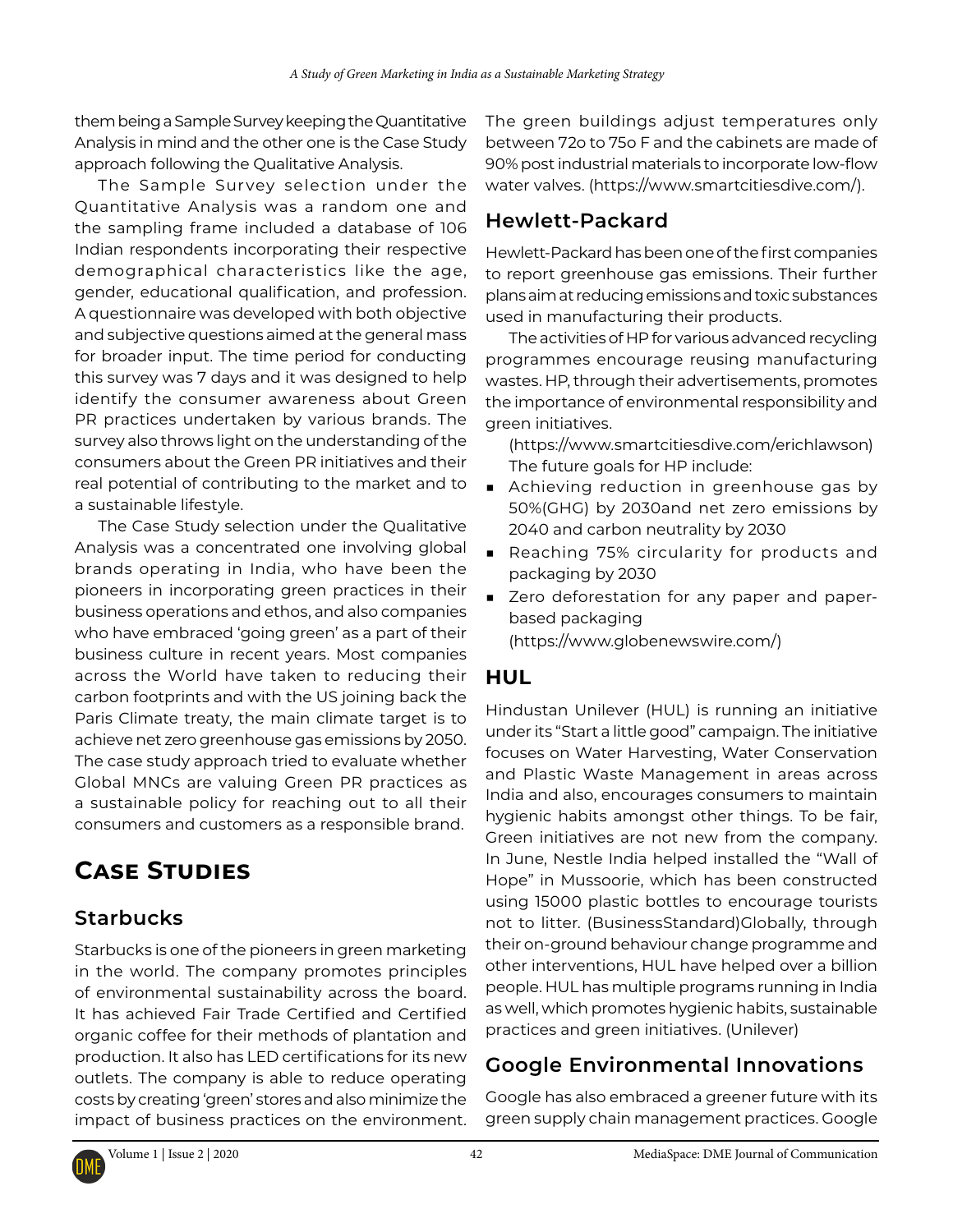them being a Sample Survey keeping the Quantitative Analysis in mind and the other one is the Case Study approach following the Qualitative Analysis.

The Sample Survey selection under the Quantitative Analysis was a random one and the sampling frame included a database of 106 Indian respondents incorporating their respective demographical characteristics like the age, gender, educational qualification, and profession. A questionnaire was developed with both objective and subjective questions aimed at the general mass for broader input. The time period for conducting this survey was 7 days and it was designed to help identify the consumer awareness about Green PR practices undertaken by various brands. The survey also throws light on the understanding of the consumers about the Green PR initiatives and their real potential of contributing to the market and to a sustainable lifestyle.

The Case Study selection under the Qualitative Analysis was a concentrated one involving global brands operating in India, who have been the pioneers in incorporating green practices in their business operations and ethos, and also companies who have embraced 'going green' as a part of their business culture in recent years. Most companies across the World have taken to reducing their carbon footprints and with the US joining back the Paris Climate treaty, the main climate target is to achieve net zero greenhouse gas emissions by 2050. The case study approach tried to evaluate whether Global MNCs are valuing Green PR practices as a sustainable policy for reaching out to all their consumers and customers as a responsible brand.

# Case Studies

## Starbucks

Starbucks is one of the pioneers in green marketing in the world. The company promotes principles of environmental sustainability across the board. It has achieved Fair Trade Certified and Certified organic coffee for their methods of plantation and production. It also has LED certifications for its new outlets. The company is able to reduce operating costs by creating 'green' stores and also minimize the impact of business practices on the environment. The green buildings adjust temperatures only between 72o to 75o F and the cabinets are made of 90% post industrial materials to incorporate low-flow water valves. (https://www.smartcitiesdive.com/).

## Hewlett-Packard

Hewlett-Packard has been one of the first companies to report greenhouse gas emissions. Their further plans aim at reducing emissions and toxic substances used in manufacturing their products.

The activities of HP for various advanced recycling programmes encourage reusing manufacturing wastes. HP, through their advertisements, promotes the importance of environmental responsibility and green initiatives.

(https://www.smartcitiesdive.com/erichlawson) The future goals for HP include:

- Achieving reduction in greenhouse gas by 50%(GHG) by 2030and net zero emissions by 2040 and carbon neutrality by 2030
- Reaching 75% circularity for products and packaging by 2030
- Zero deforestation for any paper and paper-based packaging (https://www.globenewswire.com/)

## HUL

Hindustan Unilever (HUL) is running an initiative under its "Start a little good" campaign. The initiative focuses on Water Harvesting, Water Conservation and Plastic Waste Management in areas across India and also, encourages consumers to maintain hygienic habits amongst other things. To be fair, Green initiatives are not new from the company. In June, Nestle India helped installed the "Wall of Hope" in Mussoorie, which has been constructed using 15000 plastic bottles to encourage tourists not to litter. (BusinessStandard)Globally, through their on-ground behaviour change programme and other interventions, HUL have helped over a billion people. HUL has multiple programs running in India as well, which promotes hygienic habits, sustainable practices and green initiatives. (Unilever)

## Google Environmental Innovations

Google has also embraced a greener future with its green supply chain management practices. Google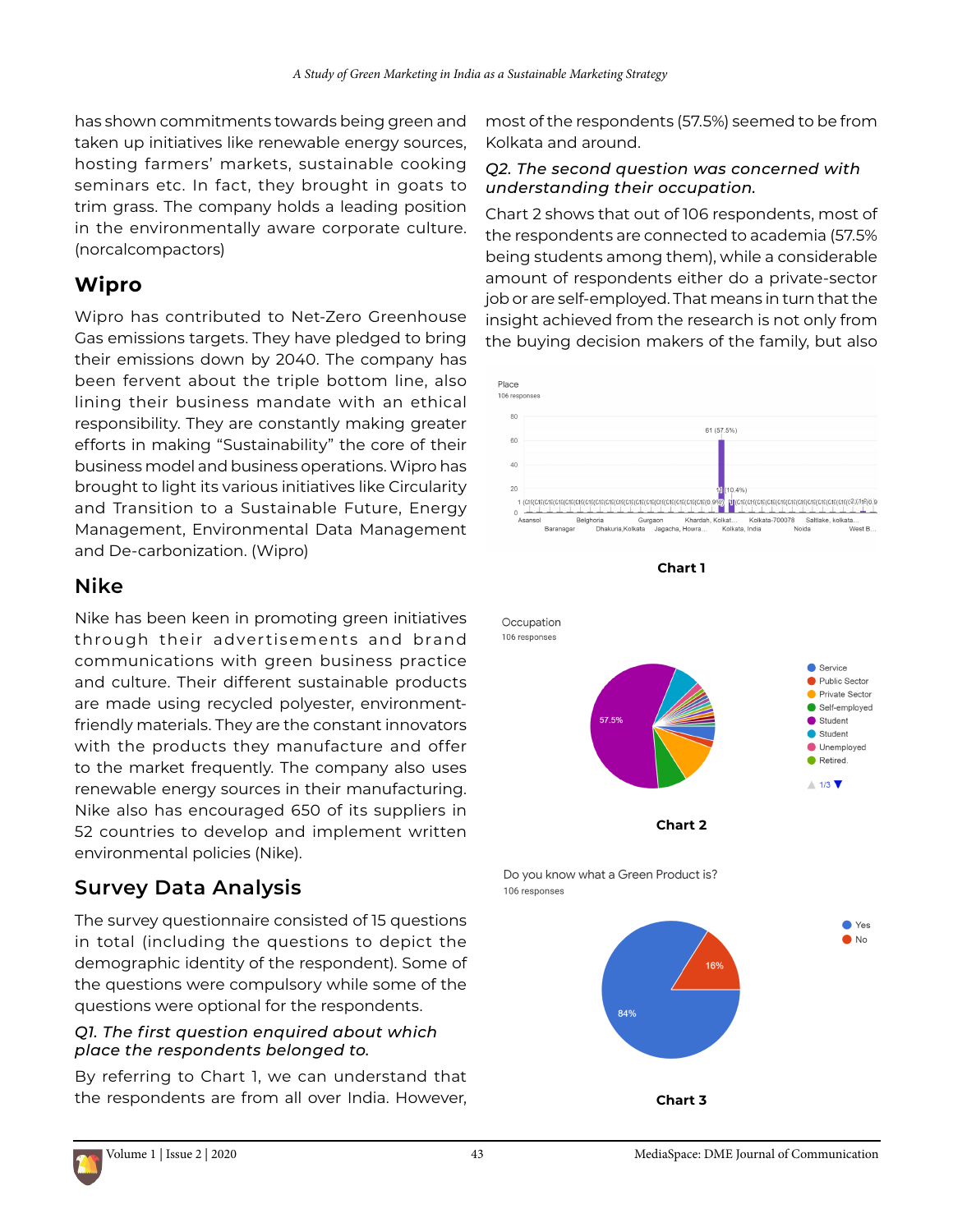has shown commitments towards being green and taken up initiatives like renewable energy sources, hosting farmers' markets, sustainable cooking seminars etc. In fact, they brought in goats to trim grass. The company holds a leading position in the environmentally aware corporate culture. (norcalcompactors)

## Wipro

Wipro has contributed to Net-Zero Greenhouse Gas emissions targets. They have pledged to bring their emissions down by 2040. The company has been fervent about the triple bottom line, also lining their business mandate with an ethical responsibility. They are constantly making greater efforts in making "Sustainability" the core of their business model and business operations. Wipro has brought to light its various initiatives like Circularity and Transition to a Sustainable Future, Energy Management, Environmental Data Management and De-carbonization. (Wipro)

## Nike

Nike has been keen in promoting green initiatives through their advertisements and brand communications with green business practice and culture. Their different sustainable products are made using recycled polyester, environment-friendly materials. They are the constant innovators with the products they manufacture and offer to the market frequently. The company also uses renewable energy sources in their manufacturing. Nike also has encouraged 650 of its suppliers in 52 countries to develop and implement written environmental policies (Nike).

## Survey Data Analysis

The survey questionnaire consisted of 15 questions in total (including the questions to depict the demographic identity of the respondent). Some of the questions were compulsory while some of the questions were optional for the respondents.

*Q1. The first question enquired about which place the respondents belonged to.*

By referring to Chart 1, we can understand that the respondents are from all over India. However, most of the respondents (57.5%) seemed to be from Kolkata and around.

*Q2. The second question was concerned with understanding their occupation.*

Chart 2 shows that out of 106 respondents, most of the respondents are connected to academia (57.5% being students among them), while a considerable amount of respondents either do a private-sector job or are self-employed. That means in turn that the insight achieved from the research is not only from the buying decision makers of the family, but also

Place
106 responses

Chart 1

Occupation
106 responses

Chart 2

Do you know what a Green Product is?
106 responses

Chart 3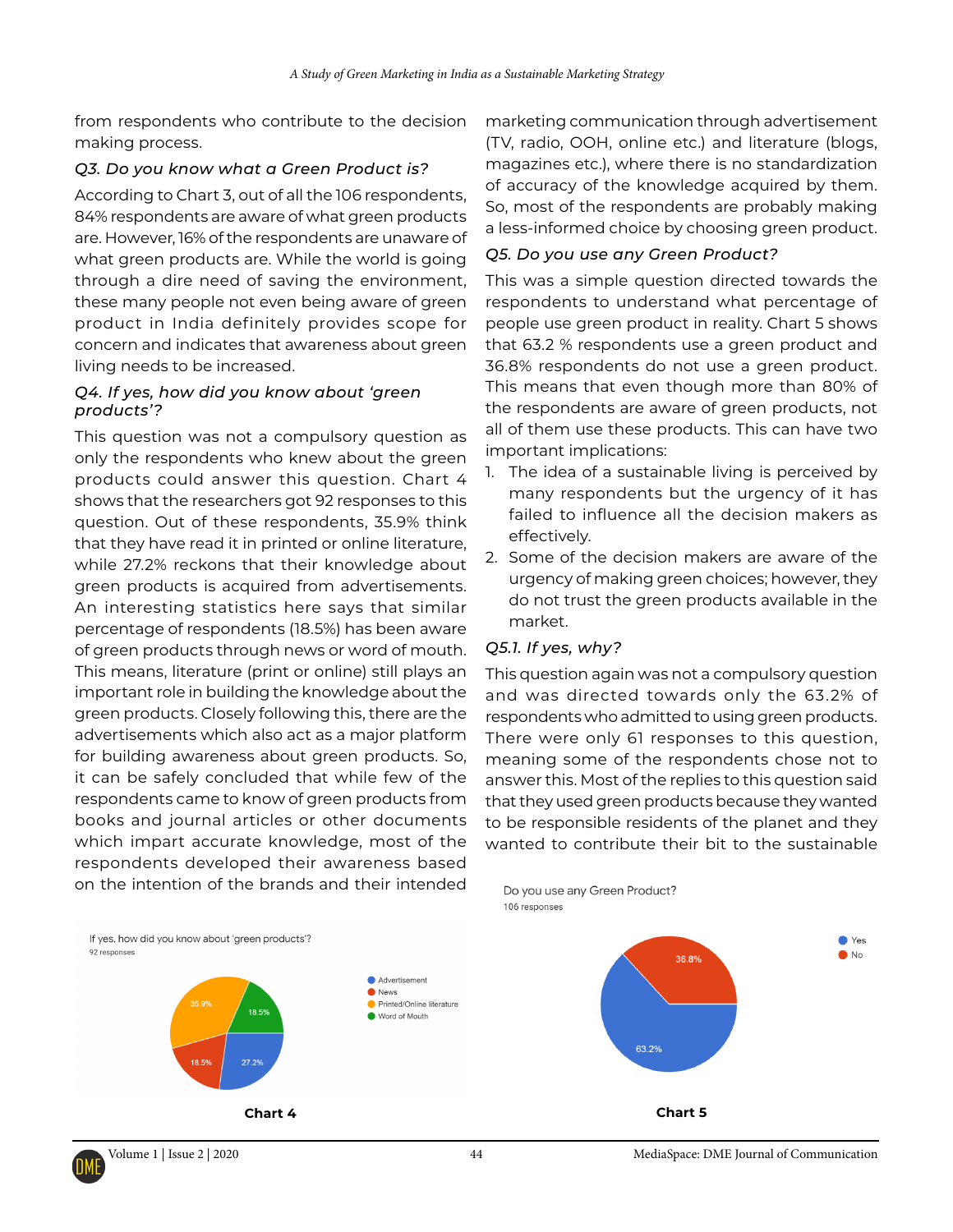from respondents who contribute to the decision making process.

*Q3. Do you know what a Green Product is?*

According to Chart 3, out of all the 106 respondents, 84% respondents are aware of what green products are. However, 16% of the respondents are unaware of what green products are. While the world is going through a dire need of saving the environment, these many people not even being aware of green product in India definitely provides scope for concern and indicates that awareness about green living needs to be increased.

*Q4. If yes, how did you know about 'green products'?*

This question was not a compulsory question as only the respondents who knew about the green products could answer this question. Chart 4 shows that the researchers got 92 responses to this question. Out of these respondents, 35.9% think that they have read it in printed or online literature, while 27.2% reckons that their knowledge about green products is acquired from advertisements. An interesting statistics here says that similar percentage of respondents (18.5%) has been aware of green products through news or word of mouth. This means, literature (print or online) still plays an important role in building the knowledge about the green products. Closely following this, there are the advertisements which also act as a major platform for building awareness about green products. So, it can be safely concluded that while few of the respondents came to know of green products from books and journal articles or other documents which impart accurate knowledge, most of the respondents developed their awareness based on the intention of the brands and their intended marketing communication through advertisement (TV, radio, OOH, online etc.) and literature (blogs, magazines etc.), where there is no standardization of accuracy of the knowledge acquired by them. So, most of the respondents are probably making a less-informed choice by choosing green product.

*Q5. Do you use any Green Product?*

This was a simple question directed towards the respondents to understand what percentage of people use green product in reality. Chart 5 shows that 63.2 % respondents use a green product and 36.8% respondents do not use a green product. This means that even though more than 80% of the respondents are aware of green products, not all of them use these products. This can have two important implications:

1. The idea of a sustainable living is perceived by many respondents but the urgency of it has failed to influence all the decision makers as effectively.
2. Some of the decision makers are aware of the urgency of making green choices; however, they do not trust the green products available in the market.

*Q5.1. If yes, why?*

This question again was not a compulsory question and was directed towards only the 63.2% of respondents who admitted to using green products. There were only 61 responses to this question, meaning some of the respondents chose not to answer this. Most of the replies to this question said that they used green products because they wanted to be responsible residents of the planet and they wanted to contribute their bit to the sustainable

If yes, how did you know about 'green products'?
92 responses

| Source | Percentage |
|---|---|
| Advertisement | 27.2% |
| News | 18.5% |
| Printed/Online literature | 35.9% |
| Word of Mouth | 18.5% |

**Chart 4**

Do you use any Green Product?
106 responses

| Response | Percentage |
|---|---|
| Yes | 63.2% |
| No | 36.8% |

**Chart 5**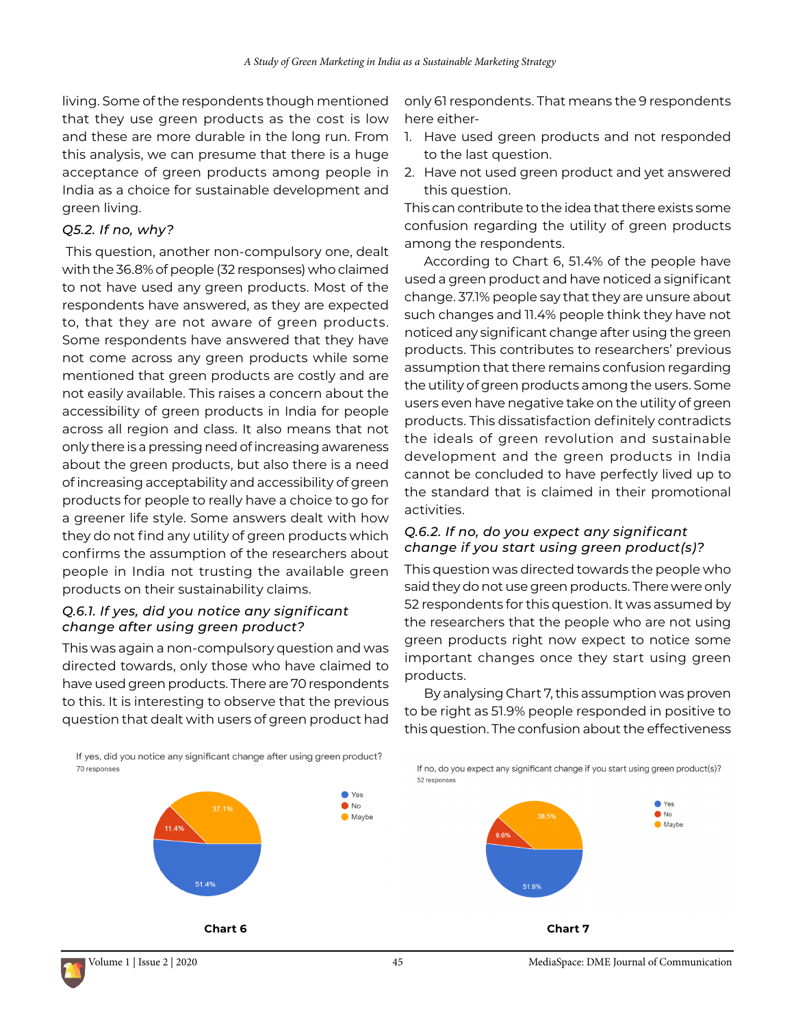living. Some of the respondents though mentioned that they use green products as the cost is low and these are more durable in the long run. From this analysis, we can presume that there is a huge acceptance of green products among people in India as a choice for sustainable development and green living.

*Q5.2. If no, why?*

This question, another non-compulsory one, dealt with the 36.8% of people (32 responses) who claimed to not have used any green products. Most of the respondents have answered, as they are expected to, that they are not aware of green products. Some respondents have answered that they have not come across any green products while some mentioned that green products are costly and are not easily available. This raises a concern about the accessibility of green products in India for people across all region and class. It also means that not only there is a pressing need of increasing awareness about the green products, but also there is a need of increasing acceptability and accessibility of green products for people to really have a choice to go for a greener life style. Some answers dealt with how they do not find any utility of green products which confirms the assumption of the researchers about people in India not trusting the available green products on their sustainability claims.

*Q.6.1. If yes, did you notice any significant change after using green product?*

This was again a non-compulsory question and was directed towards, only those who have claimed to have used green products. There are 70 respondents to this. It is interesting to observe that the previous question that dealt with users of green product had only 61 respondents. That means the 9 respondents here either-

1. Have used green products and not responded to the last question.
2. Have not used green product and yet answered this question.

This can contribute to the idea that there exists some confusion regarding the utility of green products among the respondents.

According to Chart 6, 51.4% of the people have used a green product and have noticed a significant change. 37.1% people say that they are unsure about such changes and 11.4% people think they have not noticed any significant change after using the green products. This contributes to researchers' previous assumption that there remains confusion regarding the utility of green products among the users. Some users even have negative take on the utility of green products. This dissatisfaction definitely contradicts the ideals of green revolution and sustainable development and the green products in India cannot be concluded to have perfectly lived up to the standard that is claimed in their promotional activities.

*Q.6.2. If no, do you expect any significant change if you start using green product(s)?*

This question was directed towards the people who said they do not use green products. There were only 52 respondents for this question. It was assumed by the researchers that the people who are not using green products right now expect to notice some important changes once they start using green products.

By analysing Chart 7, this assumption was proven to be right as 51.9% people responded in positive to this question. The confusion about the effectiveness

If yes, did you notice any significant change after using green product?
70 responses

| Response | Percentage |
|---|---|
| Yes | 51.4% |
| No | 11.4% |
| Maybe | 37.1% |

**Chart 6**

If no, do you expect any significant change if you start using green product(s)?
52 responses

| Response | Percentage |
|---|---|
| Yes | 51.9% |
| No | 9.6% |
| Maybe | 38.5% |

**Chart 7**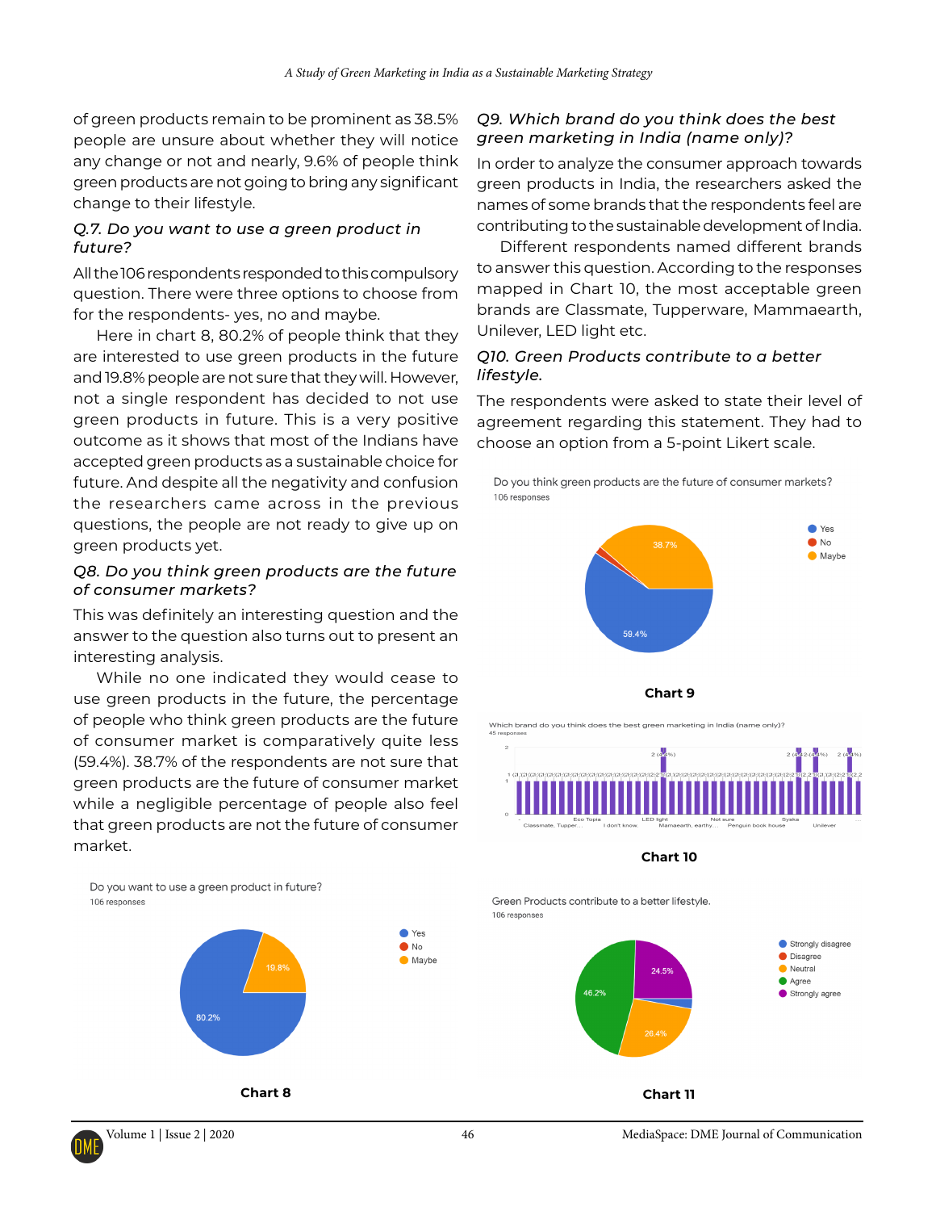of green products remain to be prominent as 38.5% people are unsure about whether they will notice any change or not and nearly, 9.6% of people think green products are not going to bring any significant change to their lifestyle.

### *Q.7. Do you want to use a green product in future?*

All the 106 respondents responded to this compulsory question. There were three options to choose from for the respondents- yes, no and maybe.

Here in chart 8, 80.2% of people think that they are interested to use green products in the future and 19.8% people are not sure that they will. However, not a single respondent has decided to not use green products in future. This is a very positive outcome as it shows that most of the Indians have accepted green products as a sustainable choice for future. And despite all the negativity and confusion the researchers came across in the previous questions, the people are not ready to give up on green products yet.

### *Q8. Do you think green products are the future of consumer markets?*

This was definitely an interesting question and the answer to the question also turns out to present an interesting analysis.

While no one indicated they would cease to use green products in the future, the percentage of people who think green products are the future of consumer market is comparatively quite less (59.4%). 38.7% of the respondents are not sure that green products are the future of consumer market while a negligible percentage of people also feel that green products are not the future of consumer market.

Do you want to use a green product in future?
106 responses

Yes: 80.2% | No | Maybe: 19.8%

**Chart 8**

### *Q9. Which brand do you think does the best green marketing in India (name only)?*

In order to analyze the consumer approach towards green products in India, the researchers asked the names of some brands that the respondents feel are contributing to the sustainable development of India.

Different respondents named different brands to answer this question. According to the responses mapped in Chart 10, the most acceptable green brands are Classmate, Tupperware, Mammaearth, Unilever, LED light etc.

### *Q10. Green Products contribute to a better lifestyle.*

The respondents were asked to state their level of agreement regarding this statement. They had to choose an option from a 5-point Likert scale.

Do you think green products are the future of consumer markets?
106 responses

Yes: 59.4% | No | Maybe: 38.7%

**Chart 9**

Which brand do you think does the best green marketing in India (name only)?
45 responses

**Chart 10**

Green Products contribute to a better lifestyle.
106 responses

Strongly disagree | Disagree | Neutral: 26.4% | Agree: 46.2% | Strongly agree: 24.5%

**Chart 11**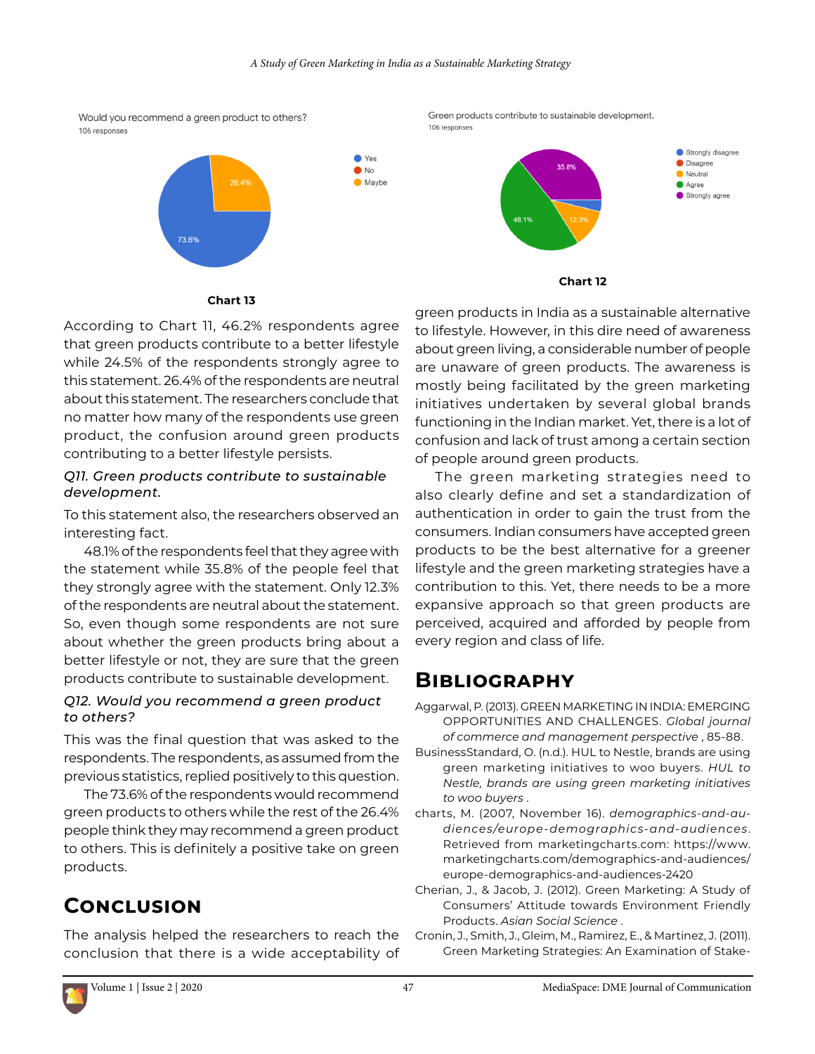Would you recommend a green product to others?
106 responses

- Yes: 73.6%
- No
- Maybe: 26.4%

**Chart 13**

Green products contribute to sustainable development.
106 responses

- Strongly disagree
- Disagree
- Neutral: 12.3%
- Agree: 48.1%
- Strongly agree: 35.8%

**Chart 12**

According to Chart 11, 46.2% respondents agree that green products contribute to a better lifestyle while 24.5% of the respondents strongly agree to this statement. 26.4% of the respondents are neutral about this statement. The researchers conclude that no matter how many of the respondents use green product, the confusion around green products contributing to a better lifestyle persists.

*Q11. Green products contribute to sustainable development.*

To this statement also, the researchers observed an interesting fact.

48.1% of the respondents feel that they agree with the statement while 35.8% of the people feel that they strongly agree with the statement. Only 12.3% of the respondents are neutral about the statement. So, even though some respondents are not sure about whether the green products bring about a better lifestyle or not, they are sure that the green products contribute to sustainable development.

*Q12. Would you recommend a green product to others?*

This was the final question that was asked to the respondents. The respondents, as assumed from the previous statistics, replied positively to this question.

The 73.6% of the respondents would recommend green products to others while the rest of the 26.4% people think they may recommend a green product to others. This is definitely a positive take on green products.

# Conclusion

The analysis helped the researchers to reach the conclusion that there is a wide acceptability of green products in India as a sustainable alternative to lifestyle. However, in this dire need of awareness about green living, a considerable number of people are unaware of green products. The awareness is mostly being facilitated by the green marketing initiatives undertaken by several global brands functioning in the Indian market. Yet, there is a lot of confusion and lack of trust among a certain section of people around green products.

The green marketing strategies need to also clearly define and set a standardization of authentication in order to gain the trust from the consumers. Indian consumers have accepted green products to be the best alternative for a greener lifestyle and the green marketing strategies have a contribution to this. Yet, there needs to be a more expansive approach so that green products are perceived, acquired and afforded by people from every region and class of life.

# Bibliography

Aggarwal, P. (2013). GREEN MARKETING IN INDIA: EMERGING OPPORTUNITIES AND CHALLENGES. *Global journal of commerce and management perspective* , 85-88.

BusinessStandard, O. (n.d.). HUL to Nestle, brands are using green marketing initiatives to woo buyers. *HUL to Nestle, brands are using green marketing initiatives to woo buyers* .

charts, M. (2007, November 16). *demographics-and-audiences/europe-demographics-and-audiences*. Retrieved from marketingcharts.com: https://www.marketingcharts.com/demographics-and-audiences/europe-demographics-and-audiences-2420

Cherian, J., & Jacob, J. (2012). Green Marketing: A Study of Consumers' Attitude towards Environment Friendly Products. *Asian Social Science* .

Cronin, J., Smith, J., Gleim, M., Ramirez, E., & Martinez, J. (2011). Green Marketing Strategies: An Examination of Stake-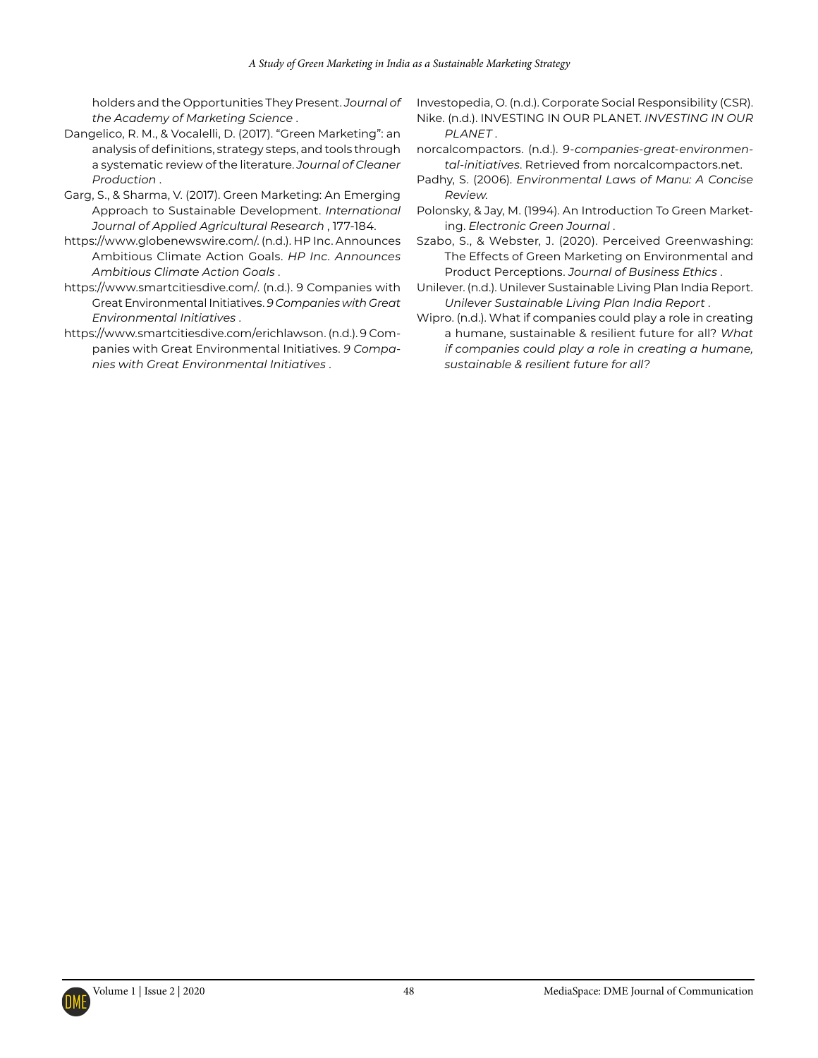holders and the Opportunities They Present. *Journal of the Academy of Marketing Science* .

Dangelico, R. M., & Vocalelli, D. (2017). "Green Marketing": an analysis of definitions, strategy steps, and tools through a systematic review of the literature. *Journal of Cleaner Production* .

Garg, S., & Sharma, V. (2017). Green Marketing: An Emerging Approach to Sustainable Development. *International Journal of Applied Agricultural Research* , 177-184.

https://www.globenewswire.com/. (n.d.). HP Inc. Announces Ambitious Climate Action Goals. *HP Inc. Announces Ambitious Climate Action Goals* .

https://www.smartcitiesdive.com/. (n.d.). 9 Companies with Great Environmental Initiatives. *9 Companies with Great Environmental Initiatives* .

https://www.smartcitiesdive.com/erichlawson. (n.d.). 9 Companies with Great Environmental Initiatives. *9 Companies with Great Environmental Initiatives* .

Investopedia, O. (n.d.). Corporate Social Responsibility (CSR).

Nike. (n.d.). INVESTING IN OUR PLANET. *INVESTING IN OUR PLANET* .

norcalcompactors. (n.d.). *9-companies-great-environmental-initiatives*. Retrieved from norcalcompactors.net.

Padhy, S. (2006). *Environmental Laws of Manu: A Concise Review.*

Polonsky, & Jay, M. (1994). An Introduction To Green Marketing. *Electronic Green Journal* .

Szabo, S., & Webster, J. (2020). Perceived Greenwashing: The Effects of Green Marketing on Environmental and Product Perceptions. *Journal of Business Ethics* .

Unilever. (n.d.). Unilever Sustainable Living Plan India Report. *Unilever Sustainable Living Plan India Report* .

Wipro. (n.d.). What if companies could play a role in creating a humane, sustainable & resilient future for all? *What if companies could play a role in creating a humane, sustainable & resilient future for all?*